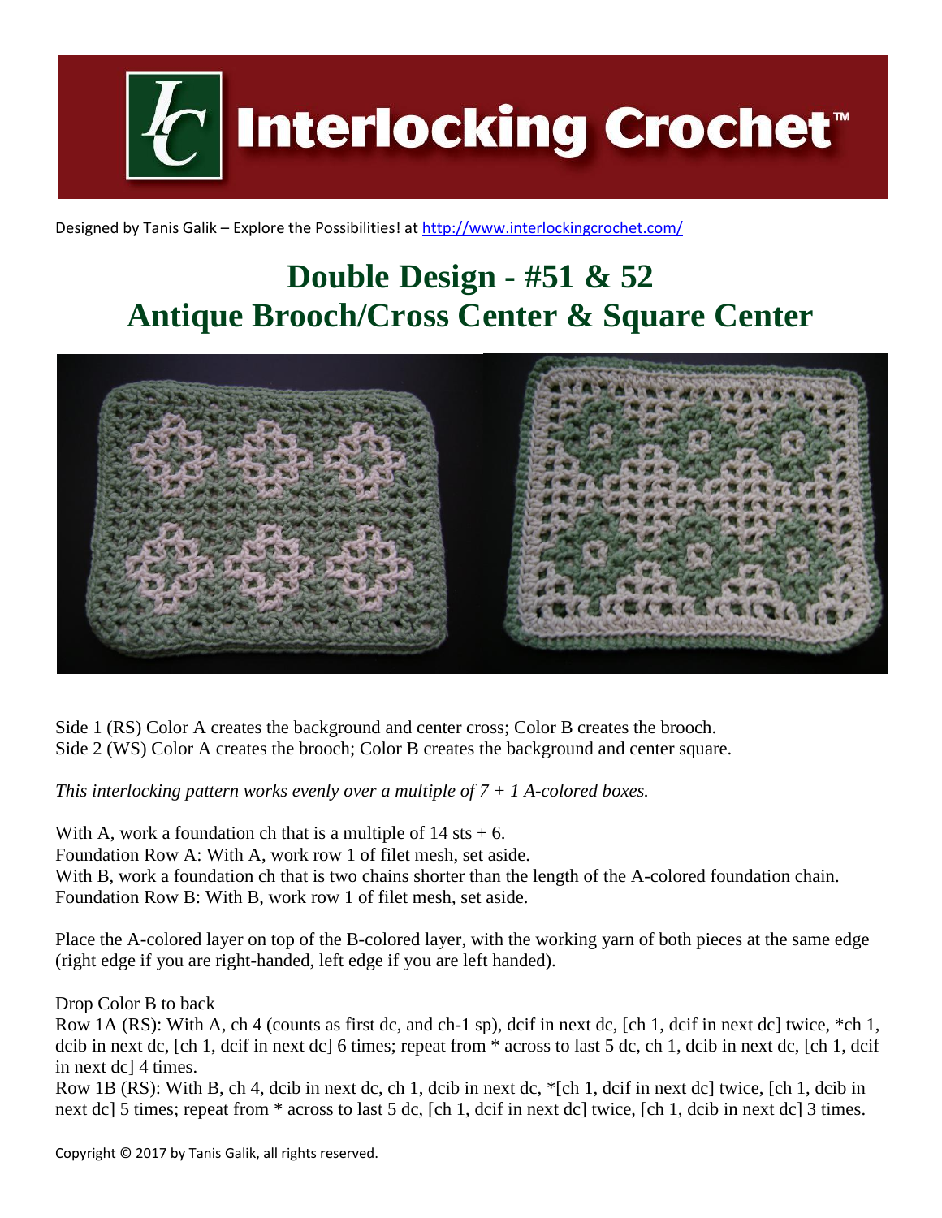Interlocking Crochet™

Designed by Tanis Galik – Explore the Possibilities! at http://www.interlockingcrochet.com/

# Double Design - #51 & 52
# Antique Brooch/Cross Center & Square Center

Side 1 (RS) Color A creates the background and center cross; Color B creates the brooch.
Side 2 (WS) Color A creates the brooch; Color B creates the background and center square.

*This interlocking pattern works evenly over a multiple of 7 + 1 A-colored boxes.*

With A, work a foundation ch that is a multiple of 14 sts + 6.
Foundation Row A: With A, work row 1 of filet mesh, set aside.
With B, work a foundation ch that is two chains shorter than the length of the A-colored foundation chain.
Foundation Row B: With B, work row 1 of filet mesh, set aside.

Place the A-colored layer on top of the B-colored layer, with the working yarn of both pieces at the same edge (right edge if you are right-handed, left edge if you are left handed).

Drop Color B to back
Row 1A (RS): With A, ch 4 (counts as first dc, and ch-1 sp), dcif in next dc, [ch 1, dcif in next dc] twice, *ch 1, dcib in next dc, [ch 1, dcif in next dc] 6 times; repeat from * across to last 5 dc, ch 1, dcib in next dc, [ch 1, dcif in next dc] 4 times.
Row 1B (RS): With B, ch 4, dcib in next dc, ch 1, dcib in next dc, *[ch 1, dcif in next dc] twice, [ch 1, dcib in next dc] 5 times; repeat from * across to last 5 dc, [ch 1, dcif in next dc] twice, [ch 1, dcib in next dc] 3 times.

Copyright © 2017 by Tanis Galik, all rights reserved.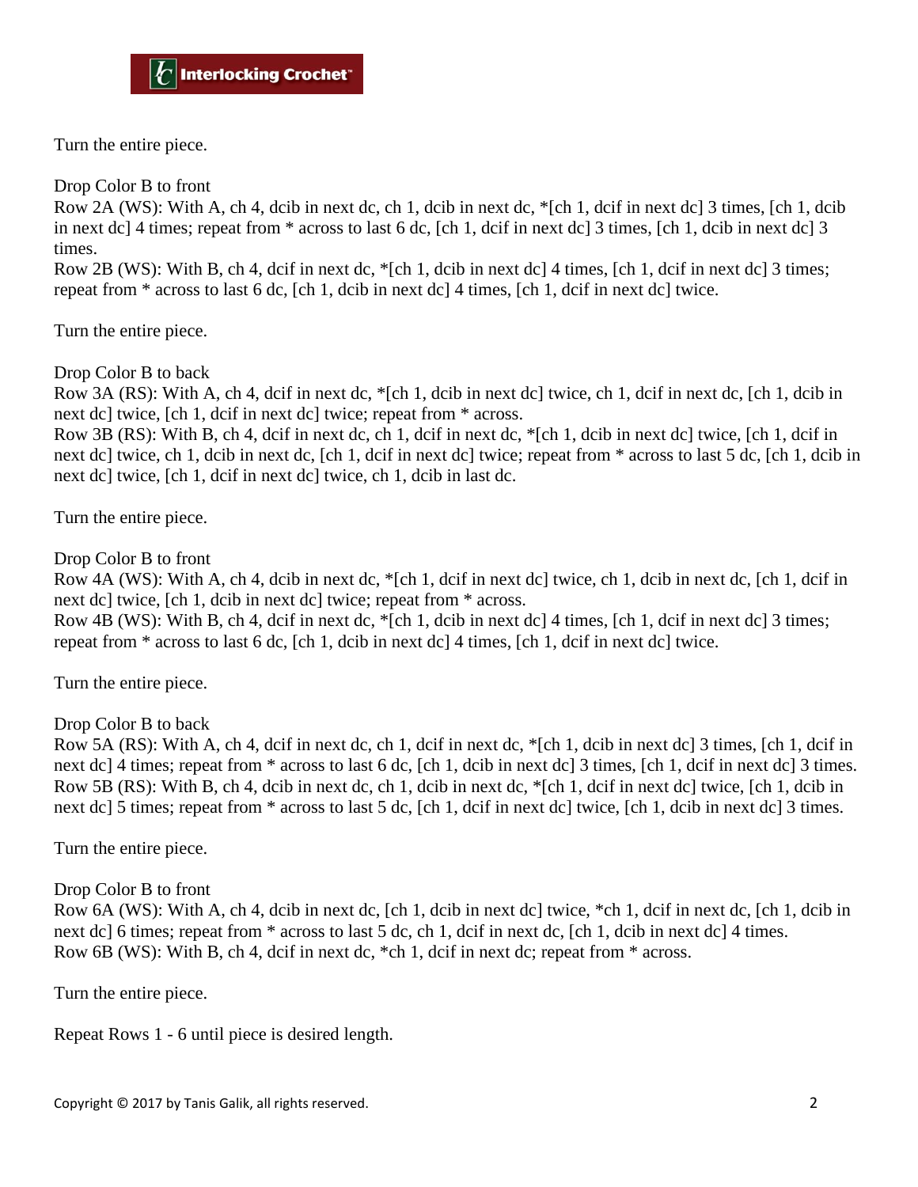Turn the entire piece.

Drop Color B to front
Row 2A (WS): With A, ch 4, dcib in next dc, ch 1, dcib in next dc, *[ch 1, dcif in next dc] 3 times, [ch 1, dcib in next dc] 4 times; repeat from * across to last 6 dc, [ch 1, dcif in next dc] 3 times, [ch 1, dcib in next dc] 3 times.
Row 2B (WS): With B, ch 4, dcif in next dc, *[ch 1, dcib in next dc] 4 times, [ch 1, dcif in next dc] 3 times; repeat from * across to last 6 dc, [ch 1, dcib in next dc] 4 times, [ch 1, dcif in next dc] twice.

Turn the entire piece.

Drop Color B to back
Row 3A (RS): With A, ch 4, dcif in next dc, *[ch 1, dcib in next dc] twice, ch 1, dcif in next dc, [ch 1, dcib in next dc] twice, [ch 1, dcif in next dc] twice; repeat from * across.
Row 3B (RS): With B, ch 4, dcif in next dc, ch 1, dcif in next dc, *[ch 1, dcib in next dc] twice, [ch 1, dcif in next dc] twice, ch 1, dcib in next dc, [ch 1, dcif in next dc] twice; repeat from * across to last 5 dc, [ch 1, dcib in next dc] twice, [ch 1, dcif in next dc] twice, ch 1, dcib in last dc.

Turn the entire piece.

Drop Color B to front
Row 4A (WS): With A, ch 4, dcib in next dc, *[ch 1, dcif in next dc] twice, ch 1, dcib in next dc, [ch 1, dcif in next dc] twice, [ch 1, dcib in next dc] twice; repeat from * across.
Row 4B (WS): With B, ch 4, dcif in next dc, *[ch 1, dcib in next dc] 4 times, [ch 1, dcif in next dc] 3 times; repeat from * across to last 6 dc, [ch 1, dcib in next dc] 4 times, [ch 1, dcif in next dc] twice.

Turn the entire piece.

Drop Color B to back
Row 5A (RS): With A, ch 4, dcif in next dc, ch 1, dcif in next dc, *[ch 1, dcib in next dc] 3 times, [ch 1, dcif in next dc] 4 times; repeat from * across to last 6 dc, [ch 1, dcib in next dc] 3 times, [ch 1, dcif in next dc] 3 times.
Row 5B (RS): With B, ch 4, dcib in next dc, ch 1, dcib in next dc, *[ch 1, dcif in next dc] twice, [ch 1, dcib in next dc] 5 times; repeat from * across to last 5 dc, [ch 1, dcif in next dc] twice, [ch 1, dcib in next dc] 3 times.

Turn the entire piece.

Drop Color B to front
Row 6A (WS): With A, ch 4, dcib in next dc, [ch 1, dcib in next dc] twice, *ch 1, dcif in next dc, [ch 1, dcib in next dc] 6 times; repeat from * across to last 5 dc, ch 1, dcif in next dc, [ch 1, dcib in next dc] 4 times.
Row 6B (WS): With B, ch 4, dcif in next dc, *ch 1, dcif in next dc; repeat from * across.

Turn the entire piece.

Repeat Rows 1 - 6 until piece is desired length.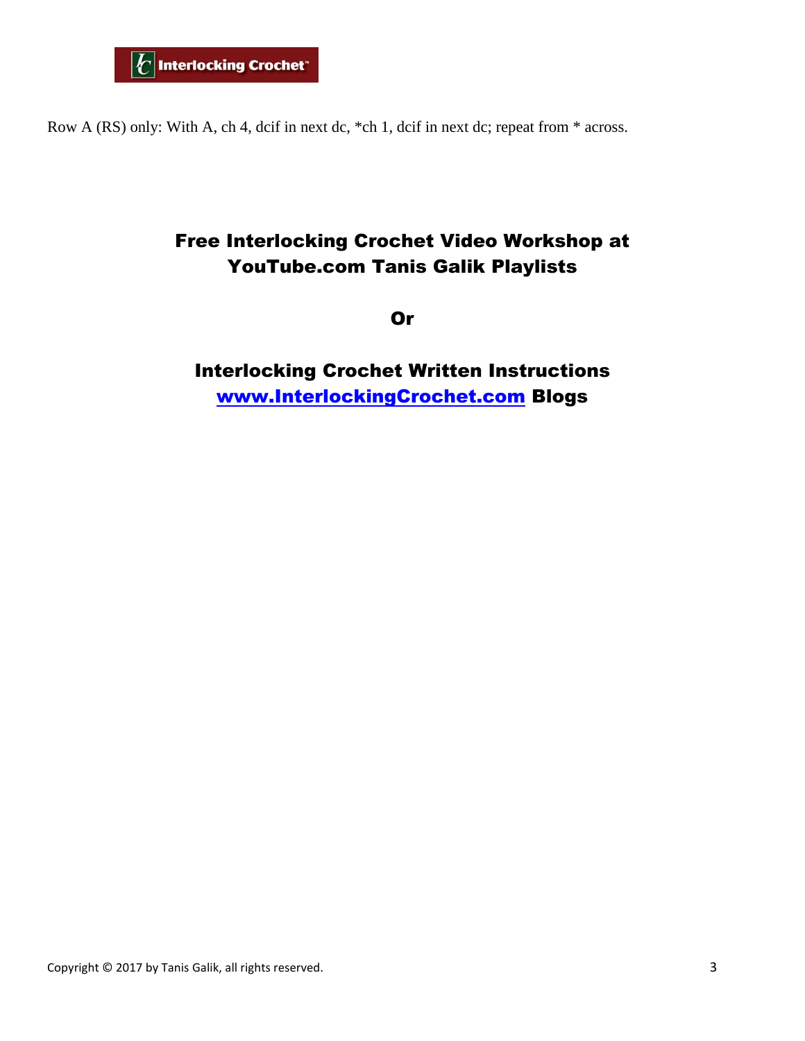Row A (RS) only: With A, ch 4, dcif in next dc, *ch 1, dcif in next dc; repeat from * across.

## Free Interlocking Crochet Video Workshop at YouTube.com Tanis Galik Playlists

## Or

## Interlocking Crochet Written Instructions [www.InterlockingCrochet.com](http://www.InterlockingCrochet.com) Blogs

Copyright © 2017 by Tanis Galik, all rights reserved.